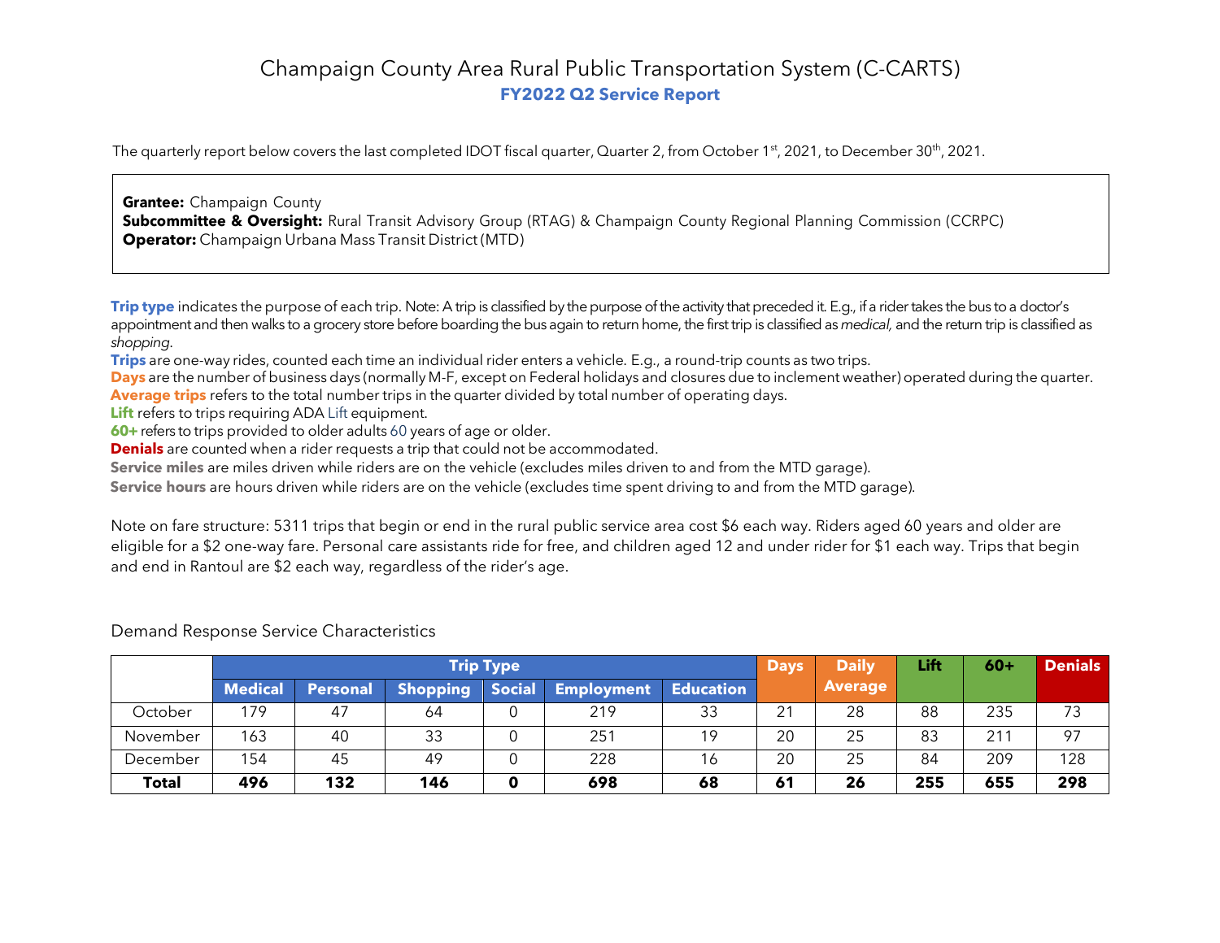# Champaign County Area Rural Public Transportation System (C-CARTS)

## FY2022 Q2 Service Report

The quarterly report below covers the last completed IDOT fiscal quarter, Quarter 2, from October 1st, 2021, to December 30th, 2021.

**Grantee:** Champaign County
**Subcommittee & Oversight:** Rural Transit Advisory Group (RTAG) & Champaign County Regional Planning Commission (CCRPC)
**Operator:** Champaign Urbana Mass Transit District (MTD)

**Trip type** indicates the purpose of each trip. Note: A trip is classified by the purpose of the activity that preceded it. E.g., if a rider takes the bus to a doctor's appointment and then walks to a grocery store before boarding the bus again to return home, the first trip is classified as *medical,* and the return trip is classified as *shopping*.
**Trips** are one-way rides, counted each time an individual rider enters a vehicle. E.g., a round-trip counts as two trips.
**Days** are the number of business days (normally M-F, except on Federal holidays and closures due to inclement weather) operated during the quarter.
**Average trips** refers to the total number trips in the quarter divided by total number of operating days.
**Lift** refers to trips requiring ADA Lift equipment.
**60+** refers to trips provided to older adults 60 years of age or older.
**Denials** are counted when a rider requests a trip that could not be accommodated.
**Service miles** are miles driven while riders are on the vehicle (excludes miles driven to and from the MTD garage).
**Service hours** are hours driven while riders are on the vehicle (excludes time spent driving to and from the MTD garage).

Note on fare structure: 5311 trips that begin or end in the rural public service area cost $6 each way. Riders aged 60 years and older are eligible for a $2 one-way fare. Personal care assistants ride for free, and children aged 12 and under rider for $1 each way. Trips that begin and end in Rantoul are $2 each way, regardless of the rider's age.

### Demand Response Service Characteristics

| | Trip Type | | | | | | Days | Daily Average | Lift | 60+ | Denials |
|---|---|---|---|---|---|---|---|---|---|---|---|
| | Medical | Personal | Shopping | Social | Employment | Education | | | | | |
| October | 179 | 47 | 64 | 0 | 219 | 33 | 21 | 28 | 88 | 235 | 73 |
| November | 163 | 40 | 33 | 0 | 251 | 19 | 20 | 25 | 83 | 211 | 97 |
| December | 154 | 45 | 49 | 0 | 228 | 16 | 20 | 25 | 84 | 209 | 128 |
| **Total** | **496** | **132** | **146** | **0** | **698** | **68** | **61** | **26** | **255** | **655** | **298** |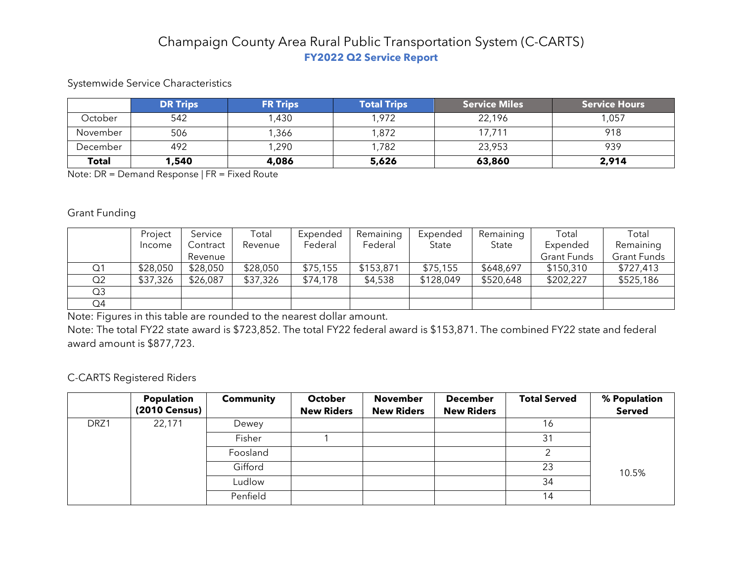# Champaign County Area Rural Public Transportation System (C-CARTS)

## FY2022 Q2 Service Report

Systemwide Service Characteristics

| | DR Trips | FR Trips | Total Trips | Service Miles | Service Hours |
|---|---|---|---|---|---|
| October | 542 | 1,430 | 1,972 | 22,196 | 1,057 |
| November | 506 | 1,366 | 1,872 | 17,711 | 918 |
| December | 492 | 1,290 | 1,782 | 23,953 | 939 |
| **Total** | **1,540** | **4,086** | **5,626** | **63,860** | **2,914** |

Note: DR = Demand Response | FR = Fixed Route

Grant Funding

| | Project Income | Service Contract Revenue | Total Revenue | Expended Federal | Remaining Federal | Expended State | Remaining State | Total Expended Grant Funds | Total Remaining Grant Funds |
|---|---|---|---|---|---|---|---|---|---|
| Q1 | $28,050 | $28,050 | $28,050 | $75,155 | $153,871 | $75,155 | $648,697 | $150,310 | $727,413 |
| Q2 | $37,326 | $26,087 | $37,326 | $74,178 | $4,538 | $128,049 | $520,648 | $202,227 | $525,186 |
| Q3 | | | | | | | | | |
| Q4 | | | | | | | | | |

Note: Figures in this table are rounded to the nearest dollar amount.

Note: The total FY22 state award is $723,852. The total FY22 federal award is $153,871. The combined FY22 state and federal award amount is $877,723.

C-CARTS Registered Riders

| | Population (2010 Census) | Community | October New Riders | November New Riders | December New Riders | Total Served | % Population Served |
|---|---|---|---|---|---|---|---|
| DRZ1 | 22,171 | Dewey | | | | 16 | 10.5% |
| | | Fisher | 1 | | | 31 | |
| | | Foosland | | | | 2 | |
| | | Gifford | | | | 23 | |
| | | Ludlow | | | | 34 | |
| | | Penfield | | | | 14 | |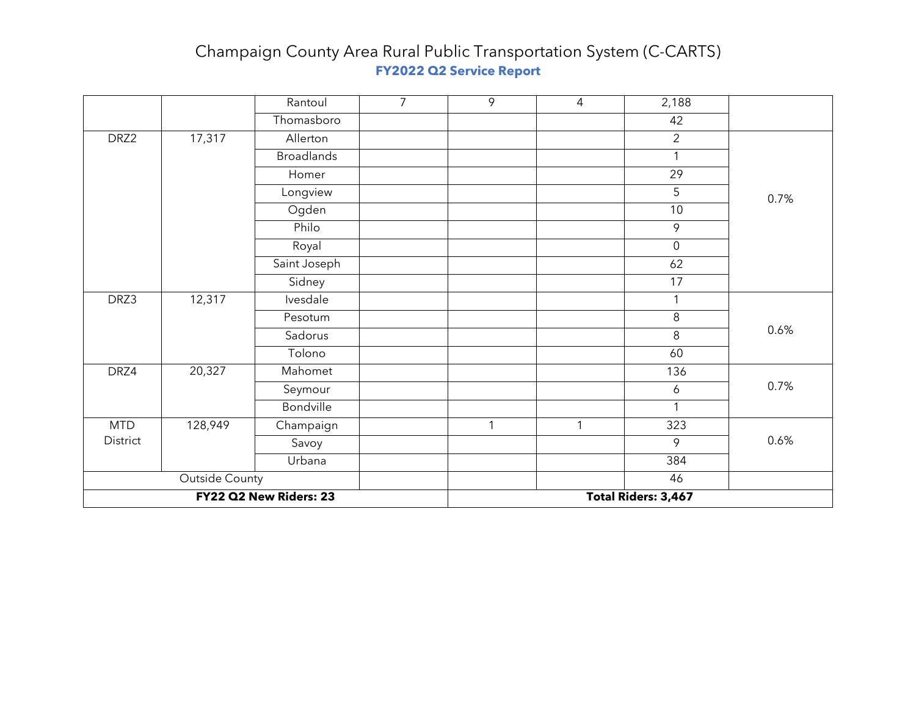# Champaign County Area Rural Public Transportation System (C-CARTS)

## FY2022 Q2 Service Report

| | | | | | | | |
|---|---|---|---|---|---|---|---|
| | | Rantoul | 7 | 9 | 4 | 2,188 | |
| | | Thomasboro | | | | 42 | |
| DRZ2 | 17,317 | Allerton | | | | 2 | 0.7% |
| | | Broadlands | | | | 1 | |
| | | Homer | | | | 29 | |
| | | Longview | | | | 5 | |
| | | Ogden | | | | 10 | |
| | | Philo | | | | 9 | |
| | | Royal | | | | 0 | |
| | | Saint Joseph | | | | 62 | |
| | | Sidney | | | | 17 | |
| DRZ3 | 12,317 | Ivesdale | | | | 1 | 0.6% |
| | | Pesotum | | | | 8 | |
| | | Sadorus | | | | 8 | |
| | | Tolono | | | | 60 | |
| DRZ4 | 20,327 | Mahomet | | | | 136 | 0.7% |
| | | Seymour | | | | 6 | |
| | | Bondville | | | | 1 | |
| MTD District | 128,949 | Champaign | | 1 | 1 | 323 | 0.6% |
| | | Savoy | | | | 9 | |
| | | Urbana | | | | 384 | |
| Outside County | | | | | | 46 | |
| **FY22 Q2 New Riders: 23** | | | | **Total Riders: 3,467** | | | |